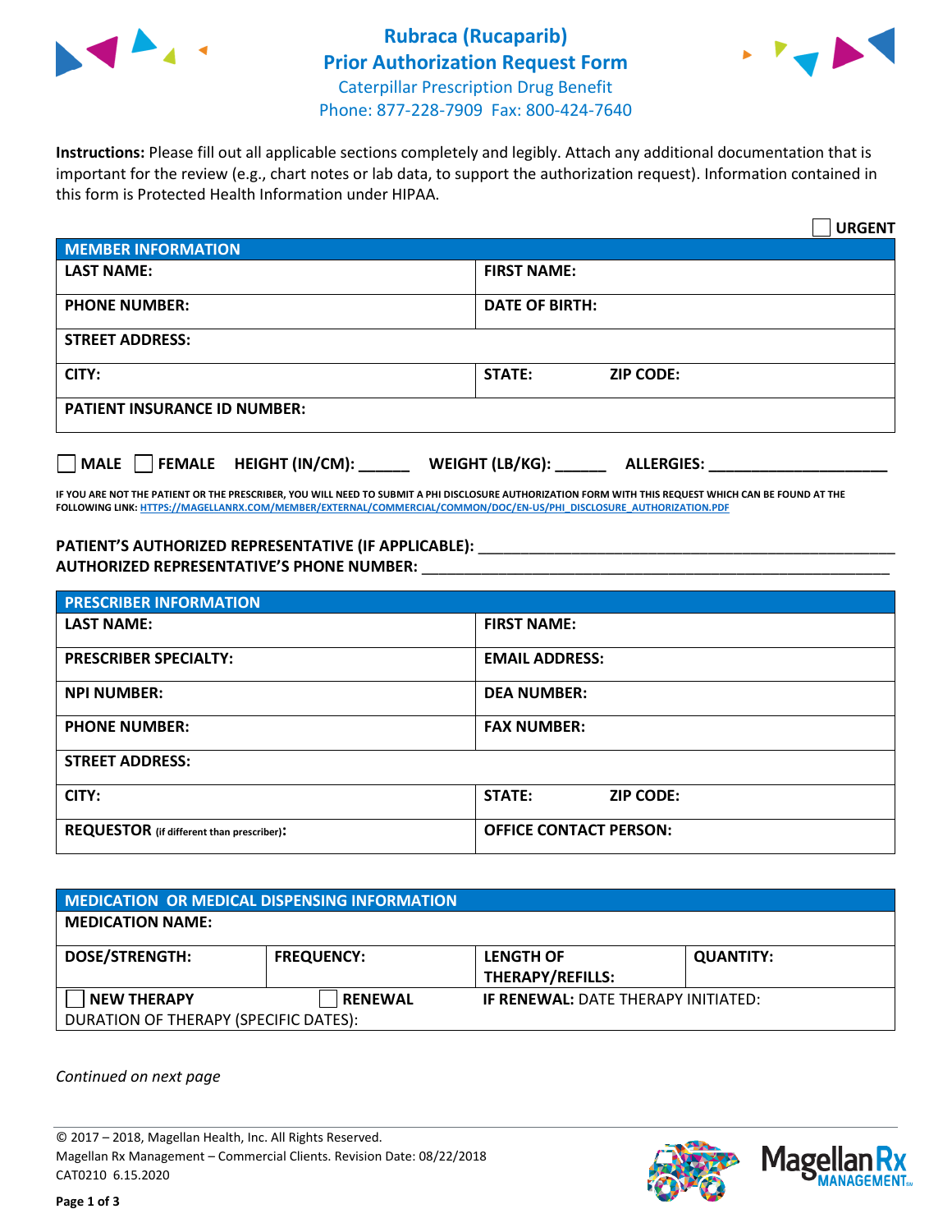# Rubraca (Rucaparib)
## Prior Authorization Request Form

Caterpillar Prescription Drug Benefit
Phone: 877-228-7909 Fax: 800-424-7640

**Instructions:** Please fill out all applicable sections completely and legibly. Attach any additional documentation that is important for the review (e.g., chart notes or lab data, to support the authorization request). Information contained in this form is Protected Health Information under HIPAA.

☐ **URGENT**

| MEMBER INFORMATION | |
|---|---|
| **LAST NAME:** | **FIRST NAME:** |
| **PHONE NUMBER:** | **DATE OF BIRTH:** |
| **STREET ADDRESS:** | |
| **CITY:** | **STATE:** **ZIP CODE:** |
| **PATIENT INSURANCE ID NUMBER:** | |

☐ **MALE** ☐ **FEMALE** **HEIGHT (IN/CM):** ______ **WEIGHT (LB/KG):** ______ **ALLERGIES:** ____________________

**IF YOU ARE NOT THE PATIENT OR THE PRESCRIBER, YOU WILL NEED TO SUBMIT A PHI DISCLOSURE AUTHORIZATION FORM WITH THIS REQUEST WHICH CAN BE FOUND AT THE FOLLOWING LINK: HTTPS://MAGELLANRX.COM/MEMBER/EXTERNAL/COMMERCIAL/COMMON/DOC/EN-US/PHI_DISCLOSURE_AUTHORIZATION.PDF**

**PATIENT'S AUTHORIZED REPRESENTATIVE (IF APPLICABLE):** ____________________________________________
**AUTHORIZED REPRESENTATIVE'S PHONE NUMBER:** ____________________________________________

| PRESCRIBER INFORMATION | |
|---|---|
| **LAST NAME:** | **FIRST NAME:** |
| **PRESCRIBER SPECIALTY:** | **EMAIL ADDRESS:** |
| **NPI NUMBER:** | **DEA NUMBER:** |
| **PHONE NUMBER:** | **FAX NUMBER:** |
| **STREET ADDRESS:** | |
| **CITY:** | **STATE:** **ZIP CODE:** |
| **REQUESTOR** (if different than prescriber)**:** | **OFFICE CONTACT PERSON:** |

| MEDICATION OR MEDICAL DISPENSING INFORMATION | | | |
|---|---|---|---|
| **MEDICATION NAME:** | | | |
| **DOSE/STRENGTH:** | **FREQUENCY:** | **LENGTH OF THERAPY/REFILLS:** | **QUANTITY:** |
| ☐ **NEW THERAPY** | ☐ **RENEWAL** | **IF RENEWAL:** DATE THERAPY INITIATED: | |
| DURATION OF THERAPY (SPECIFIC DATES): | | | |

*Continued on next page*

© 2017 – 2018, Magellan Health, Inc. All Rights Reserved.
Magellan Rx Management – Commercial Clients. Revision Date: 08/22/2018
CAT0210 6.15.2020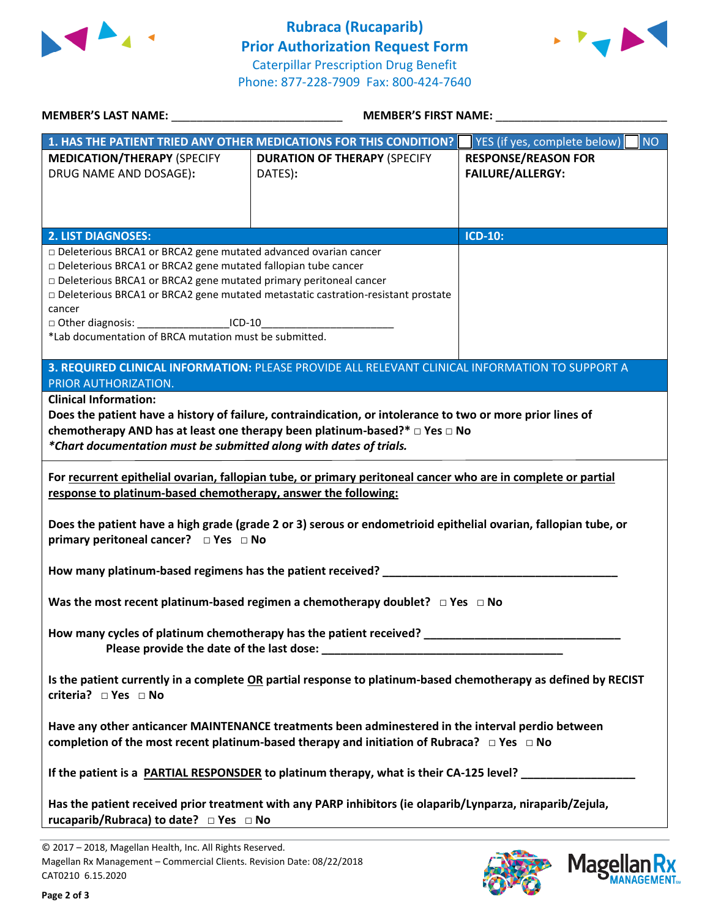# Rubraca (Rucaparib) Prior Authorization Request Form

Caterpillar Prescription Drug Benefit
Phone: 877-228-7909 Fax: 800-424-7640

**MEMBER'S LAST NAME:** ___________________________ **MEMBER'S FIRST NAME:** ___________________________

| **1. HAS THE PATIENT TRIED ANY OTHER MEDICATIONS FOR THIS CONDITION?** | | ☐ YES (if yes, complete below) ☐ NO |
|---|---|---|
| **MEDICATION/THERAPY** (SPECIFY DRUG NAME AND DOSAGE): | **DURATION OF THERAPY** (SPECIFY DATES): | **RESPONSE/REASON FOR FAILURE/ALLERGY:** |
| | | |

| **2. LIST DIAGNOSES:** | **ICD-10:** |
|---|---|
| □ Deleterious BRCA1 or BRCA2 gene mutated advanced ovarian cancer<br>□ Deleterious BRCA1 or BRCA2 gene mutated fallopian tube cancer<br>□ Deleterious BRCA1 or BRCA2 gene mutated primary peritoneal cancer<br>□ Deleterious BRCA1 or BRCA2 gene mutated metastatic castration-resistant prostate cancer<br>□ Other diagnosis: _______________ICD-10______________________<br>*Lab documentation of BRCA mutation must be submitted. | |

**3. REQUIRED CLINICAL INFORMATION:** PLEASE PROVIDE ALL RELEVANT CLINICAL INFORMATION TO SUPPORT A PRIOR AUTHORIZATION.

**Clinical Information:**

**Does the patient have a history of failure, contraindication, or intolerance to two or more prior lines of chemotherapy AND has at least one therapy been platinum-based?*** □ Yes □ No

***\*Chart documentation must be submitted along with dates of trials.***

**For recurrent epithelial ovarian, fallopian tube, or primary peritoneal cancer who are in complete or partial response to platinum-based chemotherapy, answer the following:**

**Does the patient have a high grade (grade 2 or 3) serous or endometrioid epithelial ovarian, fallopian tube, or primary peritoneal cancer?** □ Yes □ No

**How many platinum-based regimens has the patient received?** _______________________________________

**Was the most recent platinum-based regimen a chemotherapy doublet?** □ Yes □ No

**How many cycles of platinum chemotherapy has the patient received?** _______________________________

**Please provide the date of the last dose:** _______________________________________

**Is the patient currently in a complete OR partial response to platinum-based chemotherapy as defined by RECIST criteria?** □ Yes □ No

**Have any other anticancer MAINTENANCE treatments been adminestered in the interval perdio between completion of the most recent platinum-based therapy and initiation of Rubraca?** □ Yes □ No

**If the patient is a PARTIAL RESPONSDER to platinum therapy, what is their CA-125 level?** __________________

**Has the patient received prior treatment with any PARP inhibitors (ie olaparib/Lynparza, niraparib/Zejula, rucaparib/Rubraca) to date?** □ Yes □ No

© 2017 – 2018, Magellan Health, Inc. All Rights Reserved.
Magellan Rx Management – Commercial Clients. Revision Date: 08/22/2018
CAT0210 6.15.2020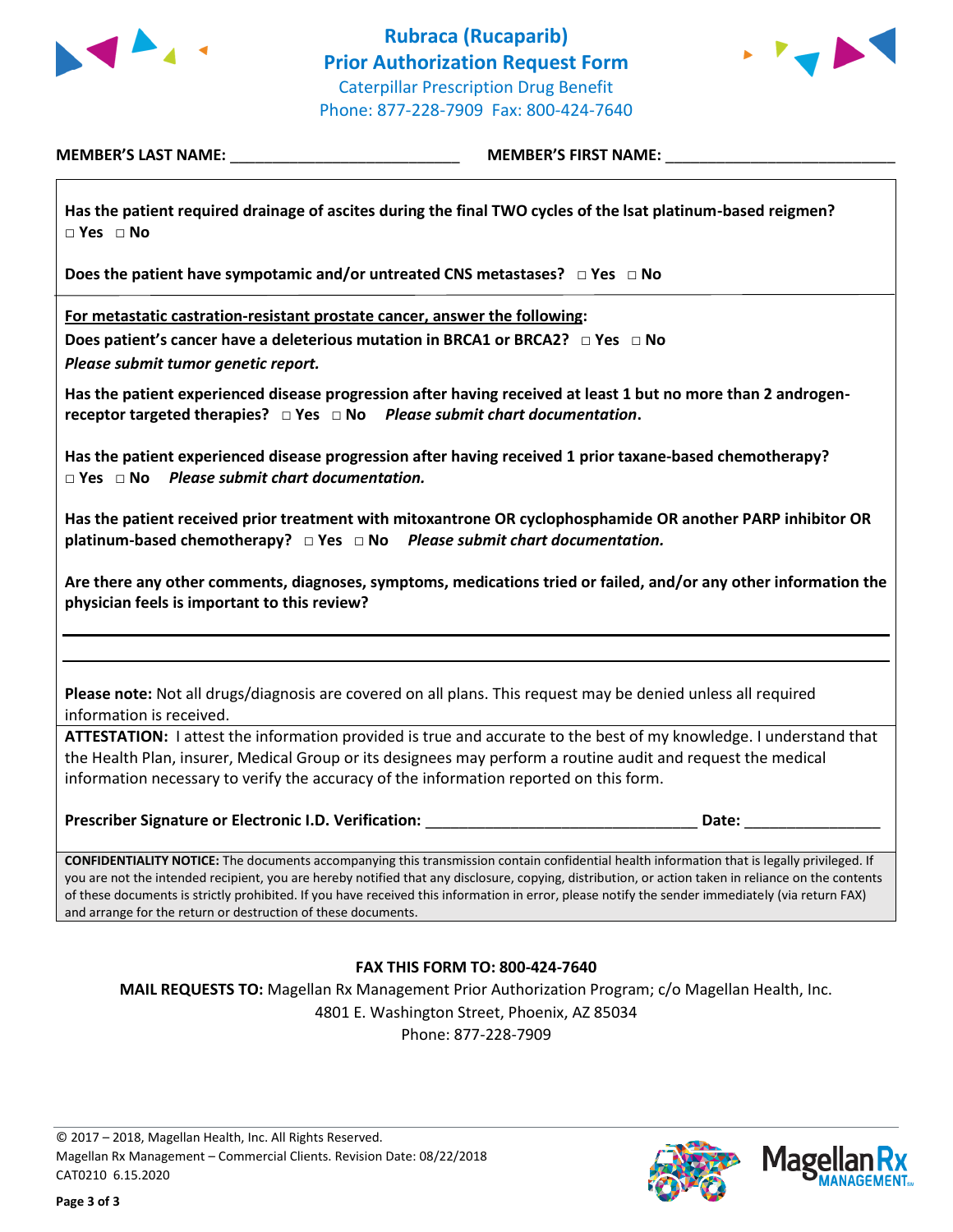# Rubraca (Rucaparib) Prior Authorization Request Form

Caterpillar Prescription Drug Benefit
Phone: 877-228-7909 Fax: 800-424-7640

**MEMBER'S LAST NAME:** ___________________________ **MEMBER'S FIRST NAME:** ___________________________

**Has the patient required drainage of ascites during the final TWO cycles of the lsat platinum-based reigmen?**
□ Yes □ No

**Does the patient have sympotamic and/or untreated CNS metastases?** □ Yes □ No

**For metastatic castration-resistant prostate cancer, answer the following:**

**Does patient's cancer have a deleterious mutation in BRCA1 or BRCA2?** □ Yes □ No
***Please submit tumor genetic report.***

**Has the patient experienced disease progression after having received at least 1 but no more than 2 androgen-receptor targeted therapies?** □ Yes □ No ***Please submit chart documentation*.**

**Has the patient experienced disease progression after having received 1 prior taxane-based chemotherapy?**
□ Yes □ No ***Please submit chart documentation.***

**Has the patient received prior treatment with mitoxantrone OR cyclophosphamide OR another PARP inhibitor OR platinum-based chemotherapy?** □ Yes □ No ***Please submit chart documentation.***

**Are there any other comments, diagnoses, symptoms, medications tried or failed, and/or any other information the physician feels is important to this review?**

___________________________________________________________________________

___________________________________________________________________________

**Please note:** Not all drugs/diagnosis are covered on all plans. This request may be denied unless all required information is received.

**ATTESTATION:** I attest the information provided is true and accurate to the best of my knowledge. I understand that the Health Plan, insurer, Medical Group or its designees may perform a routine audit and request the medical information necessary to verify the accuracy of the information reported on this form.

**Prescriber Signature or Electronic I.D. Verification:** ________________________________ **Date:** ________________

**CONFIDENTIALITY NOTICE:** The documents accompanying this transmission contain confidential health information that is legally privileged. If you are not the intended recipient, you are hereby notified that any disclosure, copying, distribution, or action taken in reliance on the contents of these documents is strictly prohibited. If you have received this information in error, please notify the sender immediately (via return FAX) and arrange for the return or destruction of these documents.

**FAX THIS FORM TO: 800-424-7640**

**MAIL REQUESTS TO:** Magellan Rx Management Prior Authorization Program; c/o Magellan Health, Inc.
4801 E. Washington Street, Phoenix, AZ 85034
Phone: 877-228-7909

© 2017 – 2018, Magellan Health, Inc. All Rights Reserved.
Magellan Rx Management – Commercial Clients. Revision Date: 08/22/2018
CAT0210 6.15.2020